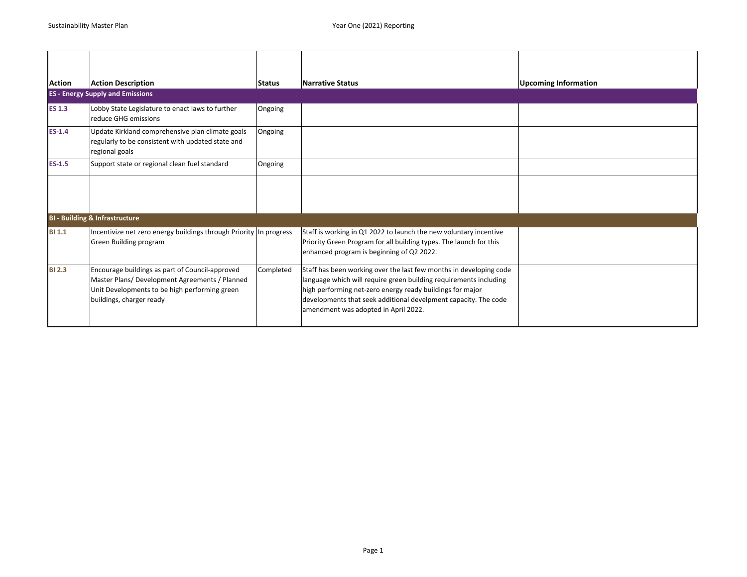| Action | Action Description | Status | Narrative Status | Upcoming Information |
|---|---|---|---|---|
| **ES - Energy Supply and Emissions** | | | | |
| **ES 1.3** | Lobby State Legislature to enact laws to further reduce GHG emissions | Ongoing | | |
| **ES-1.4** | Update Kirkland comprehensive plan climate goals regularly to be consistent with updated state and regional goals | Ongoing | | |
| **ES-1.5** | Support state or regional clean fuel standard | Ongoing | | |
| | | | | |
| **BI - Building & Infrastructure** | | | | |
| **BI 1.1** | Incentivize net zero energy buildings through Priority Green Building program | In progress | Staff is working in Q1 2022 to launch the new voluntary incentive Priority Green Program for all building types. The launch for this enhanced program is beginning of Q2 2022. | |
| **BI 2.3** | Encourage buildings as part of Council-approved Master Plans/ Development Agreements / Planned Unit Developments to be high performing green buildings, charger ready | Completed | Staff has been working over the last few months in developing code language which will require green building requirements including high performing net-zero energy ready buildings for major developments that seek additional develpment capacity. The code amendment was adopted in April 2022. | |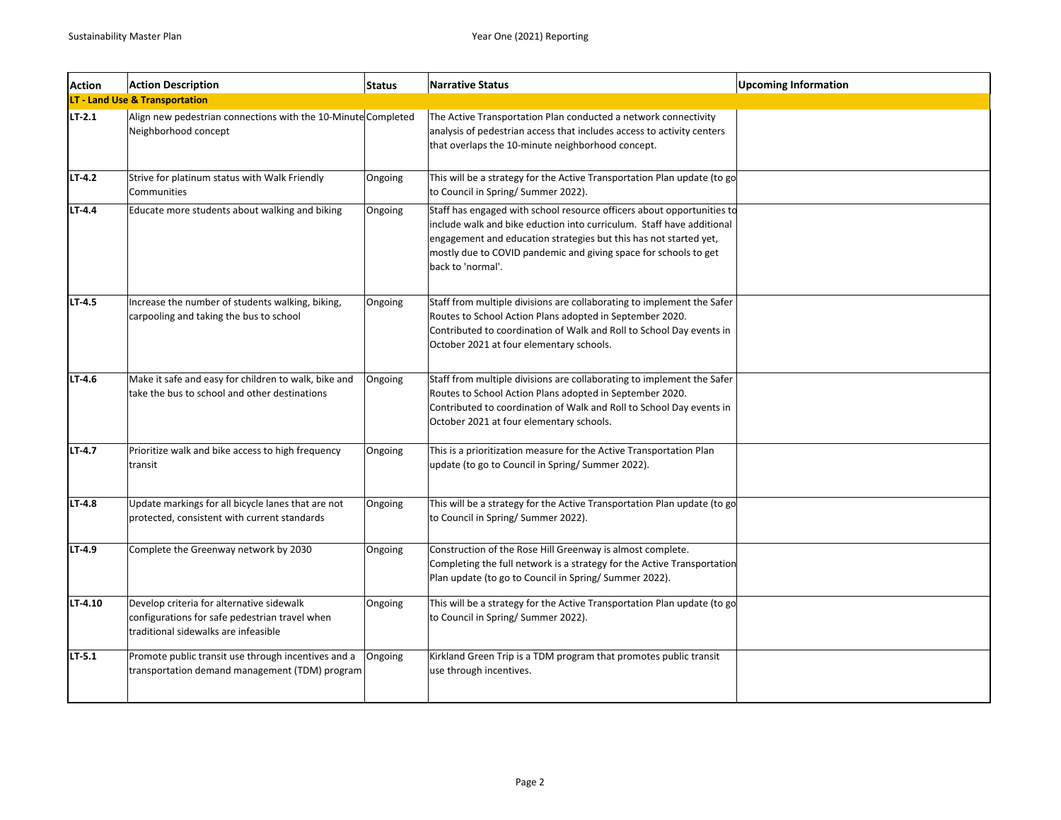| Action | Action Description | Status | Narrative Status | Upcoming Information |
|---|---|---|---|---|
| **LT - Land Use & Transportation** | | | | |
| LT-2.1 | Align new pedestrian connections with the 10-Minute Neighborhood concept | Completed | The Active Transportation Plan conducted a network connectivity analysis of pedestrian access that includes access to activity centers that overlaps the 10-minute neighborhood concept. | |
| LT-4.2 | Strive for platinum status with Walk Friendly Communities | Ongoing | This will be a strategy for the Active Transportation Plan update (to go to Council in Spring/ Summer 2022). | |
| LT-4.4 | Educate more students about walking and biking | Ongoing | Staff has engaged with school resource officers about opportunities to include walk and bike eduction into curriculum. Staff have additional engagement and education strategies but this has not started yet, mostly due to COVID pandemic and giving space for schools to get back to 'normal'. | |
| LT-4.5 | Increase the number of students walking, biking, carpooling and taking the bus to school | Ongoing | Staff from multiple divisions are collaborating to implement the Safer Routes to School Action Plans adopted in September 2020. Contributed to coordination of Walk and Roll to School Day events in October 2021 at four elementary schools. | |
| LT-4.6 | Make it safe and easy for children to walk, bike and take the bus to school and other destinations | Ongoing | Staff from multiple divisions are collaborating to implement the Safer Routes to School Action Plans adopted in September 2020. Contributed to coordination of Walk and Roll to School Day events in October 2021 at four elementary schools. | |
| LT-4.7 | Prioritize walk and bike access to high frequency transit | Ongoing | This is a prioritization measure for the Active Transportation Plan update (to go to Council in Spring/ Summer 2022). | |
| LT-4.8 | Update markings for all bicycle lanes that are not protected, consistent with current standards | Ongoing | This will be a strategy for the Active Transportation Plan update (to go to Council in Spring/ Summer 2022). | |
| LT-4.9 | Complete the Greenway network by 2030 | Ongoing | Construction of the Rose Hill Greenway is almost complete. Completing the full network is a strategy for the Active Transportation Plan update (to go to Council in Spring/ Summer 2022). | |
| LT-4.10 | Develop criteria for alternative sidewalk configurations for safe pedestrian travel when traditional sidewalks are infeasible | Ongoing | This will be a strategy for the Active Transportation Plan update (to go to Council in Spring/ Summer 2022). | |
| LT-5.1 | Promote public transit use through incentives and a transportation demand management (TDM) program | Ongoing | Kirkland Green Trip is a TDM program that promotes public transit use through incentives. | |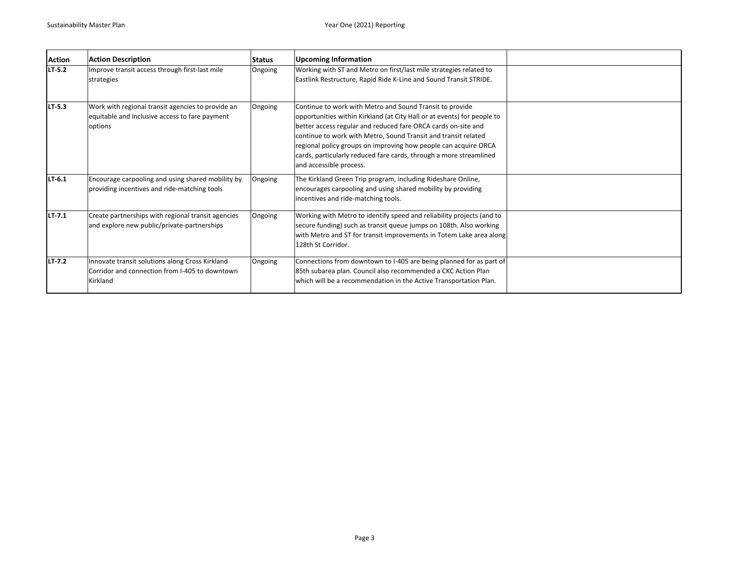| Action | Action Description | Status | Upcoming Information | |
|---|---|---|---|---|
| **LT-5.2** | Improve transit access through first-last mile strategies | Ongoing | Working with ST and Metro on first/last mile strategies related to Eastlink Restructure, Rapid Ride K-Line and Sound Transit STRIDE. | |
| **LT-5.3** | Work with regional transit agencies to provide an equitable and inclusive access to fare payment options | Ongoing | Continue to work with Metro and Sound Transit to provide opportunities within Kirkland (at City Hall or at events) for people to better access regular and reduced fare ORCA cards on-site and continue to work with Metro, Sound Transit and transit related regional policy groups on improving how people can acquire ORCA cards, particularly reduced fare cards, through a more streamlined and accessible process. | |
| **LT-6.1** | Encourage carpooling and using shared mobility by providing incentives and ride-matching tools | Ongoing | The Kirkland Green Trip program, including Rideshare Online, encourages carpooling and using shared mobility by providing incentives and ride-matching tools. | |
| **LT-7.1** | Create partnerships with regional transit agencies and explore new public/private-partnerships | Ongoing | Working with Metro to identify speed and reliability projects (and to secure funding) such as transit queue jumps on 108th. Also working with Metro and ST for transit improvements in Totem Lake area along 128th St Corridor. | |
| **LT-7.2** | Innovate transit solutions along Cross Kirkland Corridor and connection from I-405 to downtown Kirkland | Ongoing | Connections from downtown to I-405 are being planned for as part of 85th subarea plan. Council also recommended a CKC Action Plan which will be a recommendation in the Active Transportation Plan. | |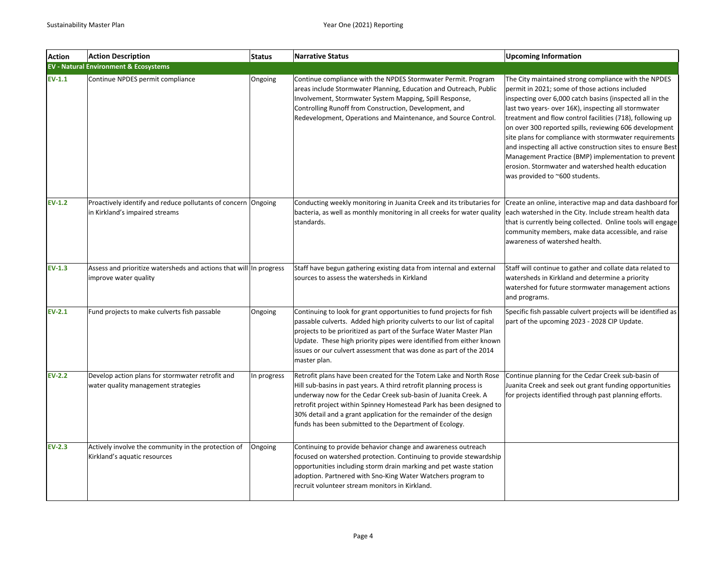| Action | Action Description | Status | Narrative Status | Upcoming Information |
|---|---|---|---|---|
| **EV - Natural Environment & Ecosystems** | | | | |
| **EV-1.1** | Continue NPDES permit compliance | Ongoing | Continue compliance with the NPDES Stormwater Permit. Program areas include Stormwater Planning, Education and Outreach, Public Involvement, Stormwater System Mapping, Spill Response, Controlling Runoff from Construction, Development, and Redevelopment, Operations and Maintenance, and Source Control. | The City maintained strong compliance with the NPDES permit in 2021; some of those actions included inspecting over 6,000 catch basins (inspected all in the last two years- over 16K), inspecting all stormwater treatment and flow control facilities (718), following up on over 300 reported spills, reviewing 606 development site plans for compliance with stormwater requirements and inspecting all active construction sites to ensure Best Management Practice (BMP) implementation to prevent erosion. Stormwater and watershed health education was provided to ~600 students. |
| **EV-1.2** | Proactively identify and reduce pollutants of concern in Kirkland's impaired streams | Ongoing | Conducting weekly monitoring in Juanita Creek and its tributaries for bacteria, as well as monthly monitoring in all creeks for water quality standards. | Create an online, interactive map and data dashboard for each watershed in the City. Include stream health data that is currently being collected. Online tools will engage community members, make data accessible, and raise awareness of watershed health. |
| **EV-1.3** | Assess and prioritize watersheds and actions that will improve water quality | In progress | Staff have begun gathering existing data from internal and external sources to assess the watersheds in Kirkland | Staff will continue to gather and collate data related to watersheds in Kirkland and determine a priority watershed for future stormwater management actions and programs. |
| **EV-2.1** | Fund projects to make culverts fish passable | Ongoing | Continuing to look for grant opportunities to fund projects for fish passable culverts. Added high priority culverts to our list of capital projects to be prioritized as part of the Surface Water Master Plan Update. These high priority pipes were identified from either known issues or our culvert assessment that was done as part of the 2014 master plan. | Specific fish passable culvert projects will be identified as part of the upcoming 2023 - 2028 CIP Update. |
| **EV-2.2** | Develop action plans for stormwater retrofit and water quality management strategies | In progress | Retrofit plans have been created for the Totem Lake and North Rose Hill sub-basins in past years. A third retrofit planning process is underway now for the Cedar Creek sub-basin of Juanita Creek. A retrofit project within Spinney Homestead Park has been designed to 30% detail and a grant application for the remainder of the design funds has been submitted to the Department of Ecology. | Continue planning for the Cedar Creek sub-basin of Juanita Creek and seek out grant funding opportunities for projects identified through past planning efforts. |
| **EV-2.3** | Actively involve the community in the protection of Kirkland's aquatic resources | Ongoing | Continuing to provide behavior change and awareness outreach focused on watershed protection. Continuing to provide stewardship opportunities including storm drain marking and pet waste station adoption. Partnered with Sno-King Water Watchers program to recruit volunteer stream monitors in Kirkland. | |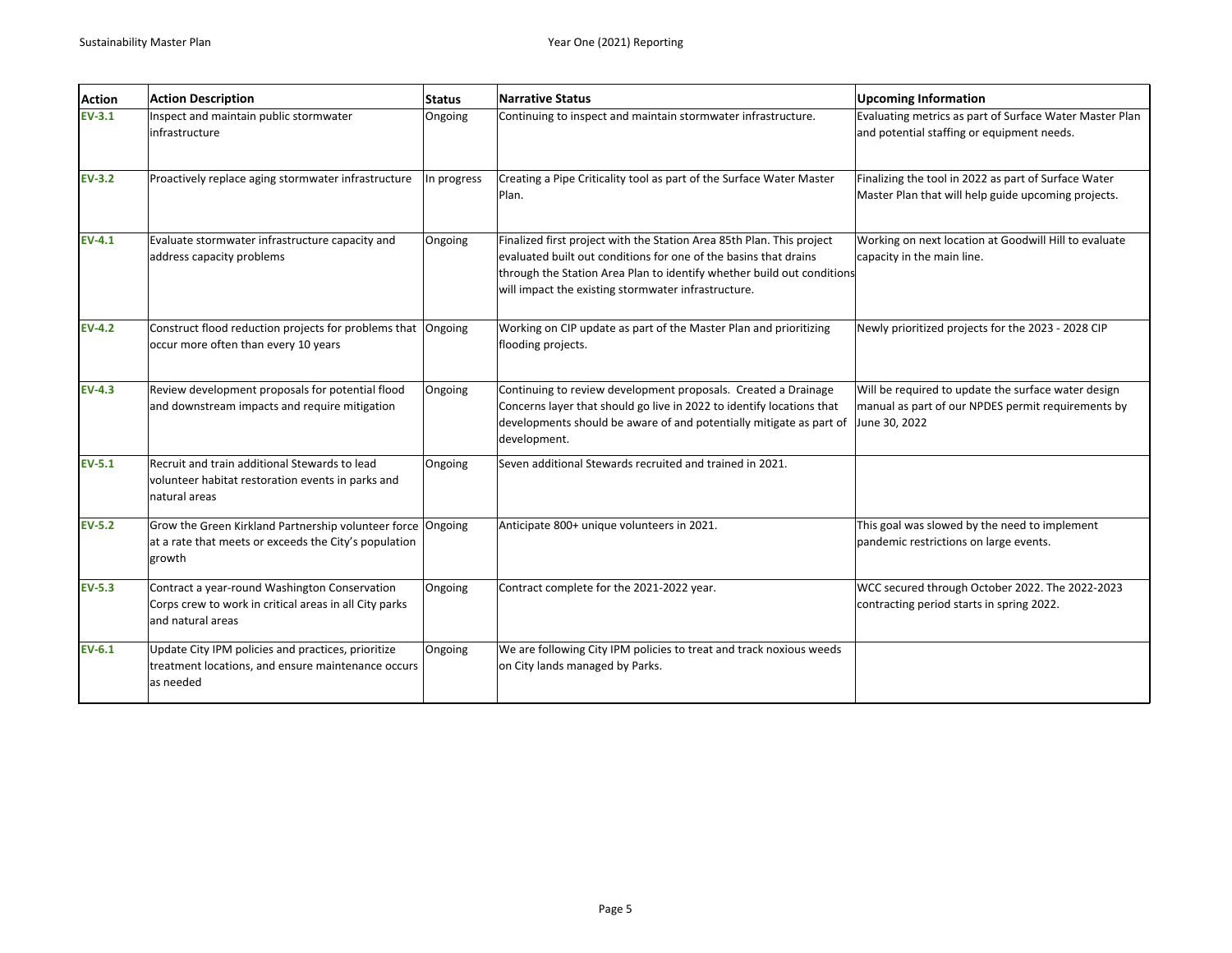| Action | Action Description | Status | Narrative Status | Upcoming Information |
| --- | --- | --- | --- | --- |
| EV-3.1 | Inspect and maintain public stormwater infrastructure | Ongoing | Continuing to inspect and maintain stormwater infrastructure. | Evaluating metrics as part of Surface Water Master Plan and potential staffing or equipment needs. |
| EV-3.2 | Proactively replace aging stormwater infrastructure | In progress | Creating a Pipe Criticality tool as part of the Surface Water Master Plan. | Finalizing the tool in 2022 as part of Surface Water Master Plan that will help guide upcoming projects. |
| EV-4.1 | Evaluate stormwater infrastructure capacity and address capacity problems | Ongoing | Finalized first project with the Station Area 85th Plan. This project evaluated built out conditions for one of the basins that drains through the Station Area Plan to identify whether build out conditions will impact the existing stormwater infrastructure. | Working on next location at Goodwill Hill to evaluate capacity in the main line. |
| EV-4.2 | Construct flood reduction projects for problems that occur more often than every 10 years | Ongoing | Working on CIP update as part of the Master Plan and prioritizing flooding projects. | Newly prioritized projects for the 2023 - 2028 CIP |
| EV-4.3 | Review development proposals for potential flood and downstream impacts and require mitigation | Ongoing | Continuing to review development proposals. Created a Drainage Concerns layer that should go live in 2022 to identify locations that developments should be aware of and potentially mitigate as part of development. | Will be required to update the surface water design manual as part of our NPDES permit requirements by June 30, 2022 |
| EV-5.1 | Recruit and train additional Stewards to lead volunteer habitat restoration events in parks and natural areas | Ongoing | Seven additional Stewards recruited and trained in 2021. | |
| EV-5.2 | Grow the Green Kirkland Partnership volunteer force at a rate that meets or exceeds the City's population growth | Ongoing | Anticipate 800+ unique volunteers in 2021. | This goal was slowed by the need to implement pandemic restrictions on large events. |
| EV-5.3 | Contract a year-round Washington Conservation Corps crew to work in critical areas in all City parks and natural areas | Ongoing | Contract complete for the 2021-2022 year. | WCC secured through October 2022. The 2022-2023 contracting period starts in spring 2022. |
| EV-6.1 | Update City IPM policies and practices, prioritize treatment locations, and ensure maintenance occurs as needed | Ongoing | We are following City IPM policies to treat and track noxious weeds on City lands managed by Parks. | |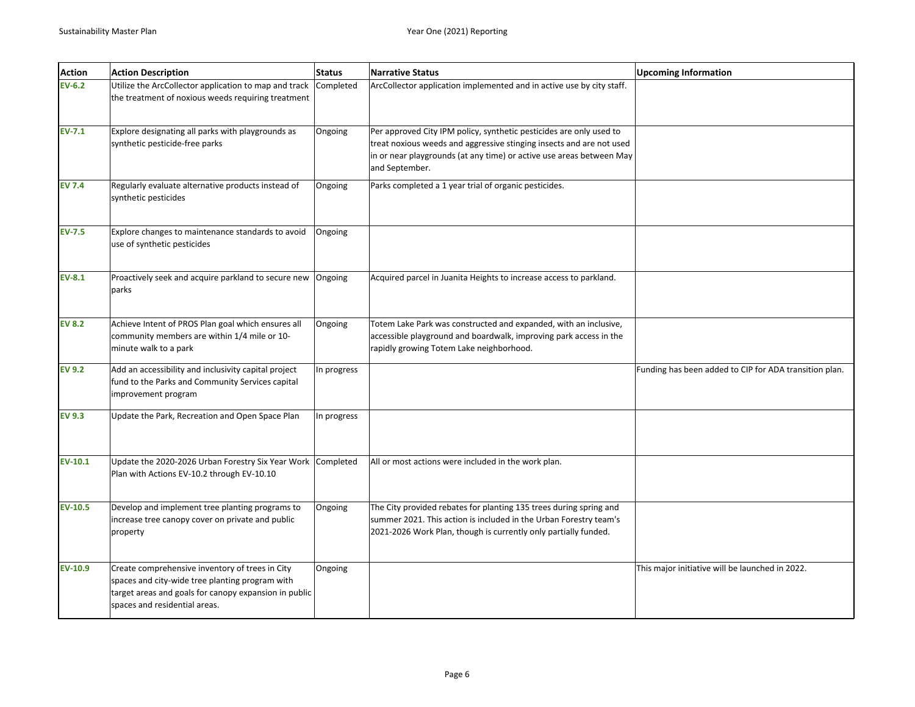| Action | Action Description | Status | Narrative Status | Upcoming Information |
|---|---|---|---|---|
| EV-6.2 | Utilize the ArcCollector application to map and track the treatment of noxious weeds requiring treatment | Completed | ArcCollector application implemented and in active use by city staff. | |
| EV-7.1 | Explore designating all parks with playgrounds as synthetic pesticide-free parks | Ongoing | Per approved City IPM policy, synthetic pesticides are only used to treat noxious weeds and aggressive stinging insects and are not used in or near playgrounds (at any time) or active use areas between May and September. | |
| EV 7.4 | Regularly evaluate alternative products instead of synthetic pesticides | Ongoing | Parks completed a 1 year trial of organic pesticides. | |
| EV-7.5 | Explore changes to maintenance standards to avoid use of synthetic pesticides | Ongoing | | |
| EV-8.1 | Proactively seek and acquire parkland to secure new parks | Ongoing | Acquired parcel in Juanita Heights to increase access to parkland. | |
| EV 8.2 | Achieve Intent of PROS Plan goal which ensures all community members are within 1/4 mile or 10-minute walk to a park | Ongoing | Totem Lake Park was constructed and expanded, with an inclusive, accessible playground and boardwalk, improving park access in the rapidly growing Totem Lake neighborhood. | |
| EV 9.2 | Add an accessibility and inclusivity capital project fund to the Parks and Community Services capital improvement program | In progress | | Funding has been added to CIP for ADA transition plan. |
| EV 9.3 | Update the Park, Recreation and Open Space Plan | In progress | | |
| EV-10.1 | Update the 2020-2026 Urban Forestry Six Year Work Plan with Actions EV-10.2 through EV-10.10 | Completed | All or most actions were included in the work plan. | |
| EV-10.5 | Develop and implement tree planting programs to increase tree canopy cover on private and public property | Ongoing | The City provided rebates for planting 135 trees during spring and summer 2021. This action is included in the Urban Forestry team's 2021-2026 Work Plan, though is currently only partially funded. | |
| EV-10.9 | Create comprehensive inventory of trees in City spaces and city-wide tree planting program with target areas and goals for canopy expansion in public spaces and residential areas. | Ongoing | | This major initiative will be launched in 2022. |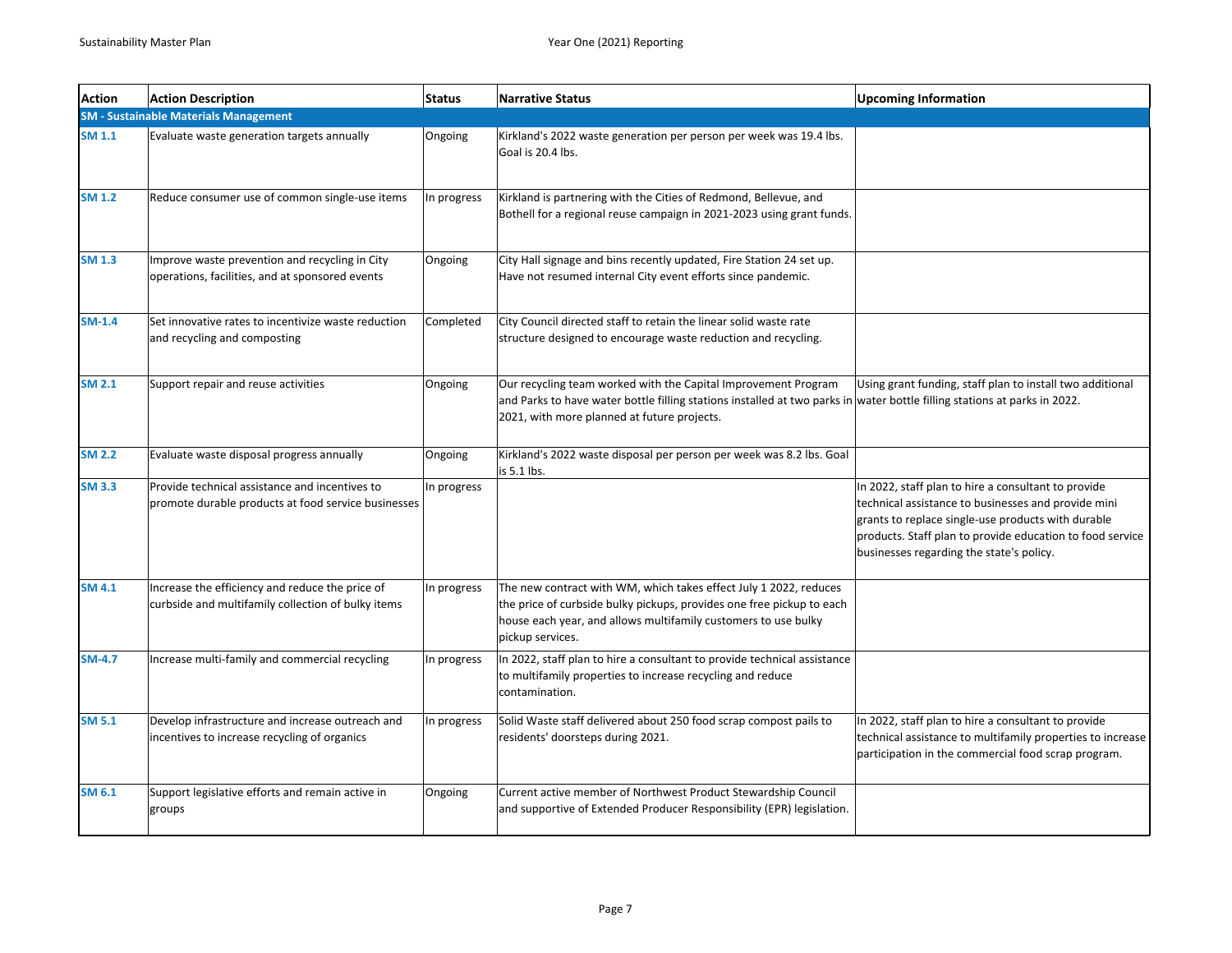| Action | Action Description | Status | Narrative Status | Upcoming Information |
|---|---|---|---|---|
| **SM - Sustainable Materials Management** | | | | |
| SM 1.1 | Evaluate waste generation targets annually | Ongoing | Kirkland's 2022 waste generation per person per week was 19.4 lbs. Goal is 20.4 lbs. | |
| SM 1.2 | Reduce consumer use of common single-use items | In progress | Kirkland is partnering with the Cities of Redmond, Bellevue, and Bothell for a regional reuse campaign in 2021-2023 using grant funds. | |
| SM 1.3 | Improve waste prevention and recycling in City operations, facilities, and at sponsored events | Ongoing | City Hall signage and bins recently updated, Fire Station 24 set up. Have not resumed internal City event efforts since pandemic. | |
| SM-1.4 | Set innovative rates to incentivize waste reduction and recycling and composting | Completed | City Council directed staff to retain the linear solid waste rate structure designed to encourage waste reduction and recycling. | |
| SM 2.1 | Support repair and reuse activities | Ongoing | Our recycling team worked with the Capital Improvement Program and Parks to have water bottle filling stations installed at two parks in 2021, with more planned at future projects. | Using grant funding, staff plan to install two additional water bottle filling stations at parks in 2022. |
| SM 2.2 | Evaluate waste disposal progress annually | Ongoing | Kirkland's 2022 waste disposal per person per week was 8.2 lbs. Goal is 5.1 lbs. | |
| SM 3.3 | Provide technical assistance and incentives to promote durable products at food service businesses | In progress | | In 2022, staff plan to hire a consultant to provide technical assistance to businesses and provide mini grants to replace single-use products with durable products. Staff plan to provide education to food service businesses regarding the state's policy. |
| SM 4.1 | Increase the efficiency and reduce the price of curbside and multifamily collection of bulky items | In progress | The new contract with WM, which takes effect July 1 2022, reduces the price of curbside bulky pickups, provides one free pickup to each house each year, and allows multifamily customers to use bulky pickup services. | |
| SM-4.7 | Increase multi-family and commercial recycling | In progress | In 2022, staff plan to hire a consultant to provide technical assistance to multifamily properties to increase recycling and reduce contamination. | |
| SM 5.1 | Develop infrastructure and increase outreach and incentives to increase recycling of organics | In progress | Solid Waste staff delivered about 250 food scrap compost pails to residents' doorsteps during 2021. | In 2022, staff plan to hire a consultant to provide technical assistance to multifamily properties to increase participation in the commercial food scrap program. |
| SM 6.1 | Support legislative efforts and remain active in groups | Ongoing | Current active member of Northwest Product Stewardship Council and supportive of Extended Producer Responsibility (EPR) legislation. | |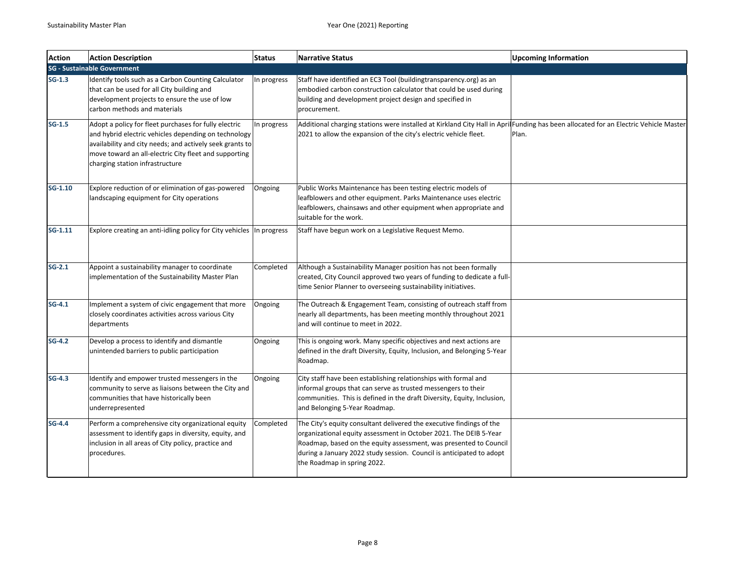| Action | Action Description | Status | Narrative Status | Upcoming Information |
|---|---|---|---|---|
| **SG - Sustainable Government** | | | | |
| **SG-1.3** | Identify tools such as a Carbon Counting Calculator that can be used for all City building and development projects to ensure the use of low carbon methods and materials | In progress | Staff have identified an EC3 Tool (buildingtransparency.org) as an embodied carbon construction calculator that could be used during building and development project design and specified in procurement. | |
| **SG-1.5** | Adopt a policy for fleet purchases for fully electric and hybrid electric vehicles depending on technology availability and city needs; and actively seek grants to move toward an all-electric City fleet and supporting charging station infrastructure | In progress | Additional charging stations were installed at Kirkland City Hall in April 2021 to allow the expansion of the city's electric vehicle fleet. | Funding has been allocated for an Electric Vehicle Master Plan. |
| **SG-1.10** | Explore reduction of or elimination of gas-powered landscaping equipment for City operations | Ongoing | Public Works Maintenance has been testing electric models of leafblowers and other equipment. Parks Maintenance uses electric leafblowers, chainsaws and other equipment when appropriate and suitable for the work. | |
| **SG-1.11** | Explore creating an anti-idling policy for City vehicles | In progress | Staff have begun work on a Legislative Request Memo. | |
| **SG-2.1** | Appoint a sustainability manager to coordinate implementation of the Sustainability Master Plan | Completed | Although a Sustainability Manager position has not been formally created, City Council approved two years of funding to dedicate a full-time Senior Planner to overseeing sustainability initiatives. | |
| **SG-4.1** | Implement a system of civic engagement that more closely coordinates activities across various City departments | Ongoing | The Outreach & Engagement Team, consisting of outreach staff from nearly all departments, has been meeting monthly throughout 2021 and will continue to meet in 2022. | |
| **SG-4.2** | Develop a process to identify and dismantle unintended barriers to public participation | Ongoing | This is ongoing work. Many specific objectives and next actions are defined in the draft Diversity, Equity, Inclusion, and Belonging 5-Year Roadmap. | |
| **SG-4.3** | Identify and empower trusted messengers in the community to serve as liaisons between the City and communities that have historically been underrepresented | Ongoing | City staff have been establishing relationships with formal and informal groups that can serve as trusted messengers to their communities. This is defined in the draft Diversity, Equity, Inclusion, and Belonging 5-Year Roadmap. | |
| **SG-4.4** | Perform a comprehensive city organizational equity assessment to identify gaps in diversity, equity, and inclusion in all areas of City policy, practice and procedures. | Completed | The City's equity consultant delivered the executive findings of the organizational equity assessment in October 2021. The DEIB 5-Year Roadmap, based on the equity assessment, was presented to Council during a January 2022 study session. Council is anticipated to adopt the Roadmap in spring 2022. | |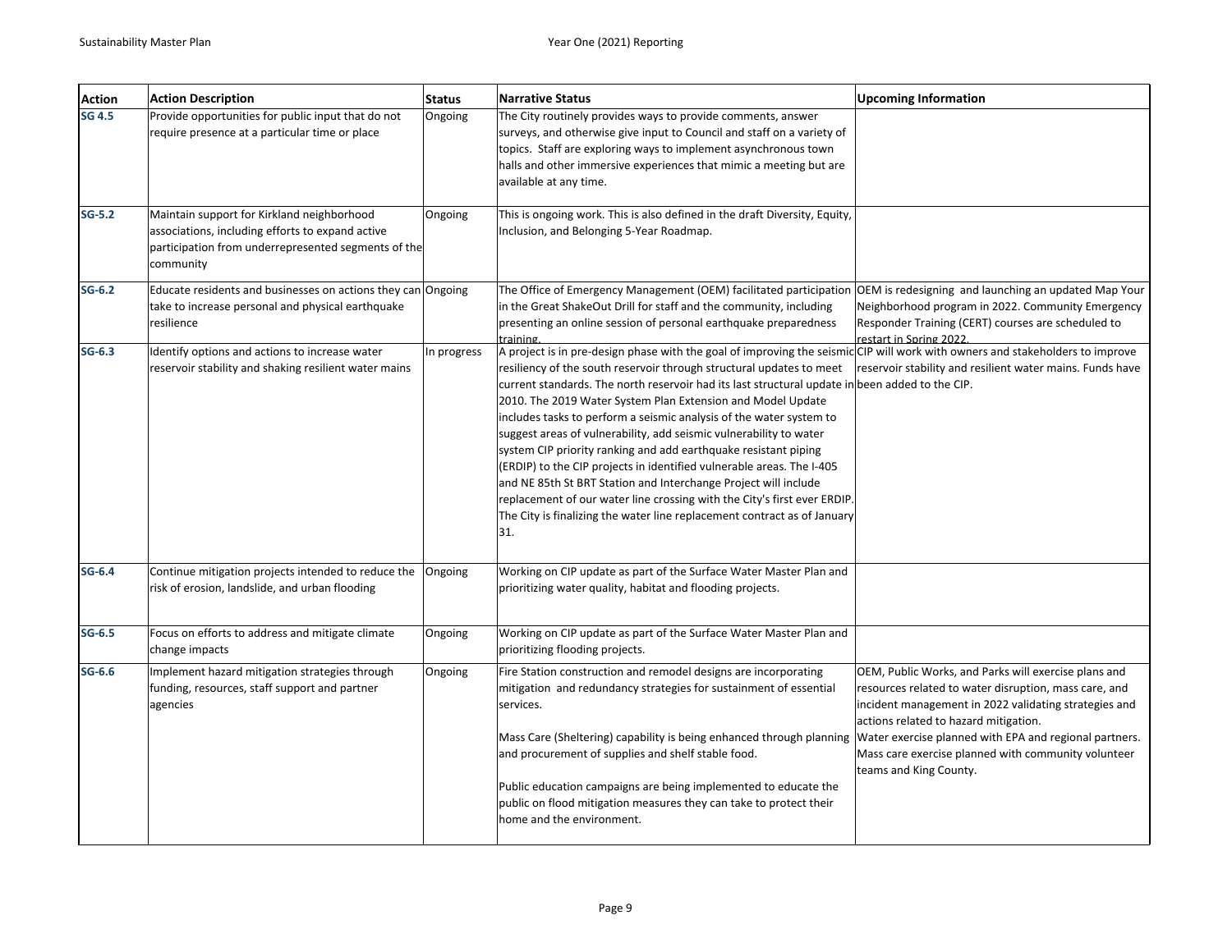| Action | Action Description | Status | Narrative Status | Upcoming Information |
| --- | --- | --- | --- | --- |
| SG 4.5 | Provide opportunities for public input that do not require presence at a particular time or place | Ongoing | The City routinely provides ways to provide comments, answer surveys, and otherwise give input to Council and staff on a variety of topics. Staff are exploring ways to implement asynchronous town halls and other immersive experiences that mimic a meeting but are available at any time. | |
| SG-5.2 | Maintain support for Kirkland neighborhood associations, including efforts to expand active participation from underrepresented segments of the community | Ongoing | This is ongoing work. This is also defined in the draft Diversity, Equity, Inclusion, and Belonging 5-Year Roadmap. | |
| SG-6.2 | Educate residents and businesses on actions they can take to increase personal and physical earthquake resilience | Ongoing | The Office of Emergency Management (OEM) facilitated participation in the Great ShakeOut Drill for staff and the community, including presenting an online session of personal earthquake preparedness training. | OEM is redesigning and launching an updated Map Your Neighborhood program in 2022. Community Emergency Responder Training (CERT) courses are scheduled to restart in Spring 2022. |
| SG-6.3 | Identify options and actions to increase water reservoir stability and shaking resilient water mains | In progress | A project is in pre-design phase with the goal of improving the seismic resiliency of the south reservoir through structural updates to meet current standards. The north reservoir had its last structural update in 2010. The 2019 Water System Plan Extension and Model Update includes tasks to perform a seismic analysis of the water system to suggest areas of vulnerability, add seismic vulnerability to water system CIP priority ranking and add earthquake resistant piping (ERDIP) to the CIP projects in identified vulnerable areas. The I-405 and NE 85th St BRT Station and Interchange Project will include replacement of our water line crossing with the City's first ever ERDIP. The City is finalizing the water line replacement contract as of January 31. | CIP will work with owners and stakeholders to improve reservoir stability and resilient water mains. Funds have been added to the CIP. |
| SG-6.4 | Continue mitigation projects intended to reduce the risk of erosion, landslide, and urban flooding | Ongoing | Working on CIP update as part of the Surface Water Master Plan and prioritizing water quality, habitat and flooding projects. | |
| SG-6.5 | Focus on efforts to address and mitigate climate change impacts | Ongoing | Working on CIP update as part of the Surface Water Master Plan and prioritizing flooding projects. | |
| SG-6.6 | Implement hazard mitigation strategies through funding, resources, staff support and partner agencies | Ongoing | Fire Station construction and remodel designs are incorporating mitigation and redundancy strategies for sustainment of essential services.<br><br>Mass Care (Sheltering) capability is being enhanced through planning and procurement of supplies and shelf stable food.<br><br>Public education campaigns are being implemented to educate the public on flood mitigation measures they can take to protect their home and the environment. | OEM, Public Works, and Parks will exercise plans and resources related to water disruption, mass care, and incident management in 2022 validating strategies and actions related to hazard mitigation.<br>Water exercise planned with EPA and regional partners.<br>Mass care exercise planned with community volunteer teams and King County. |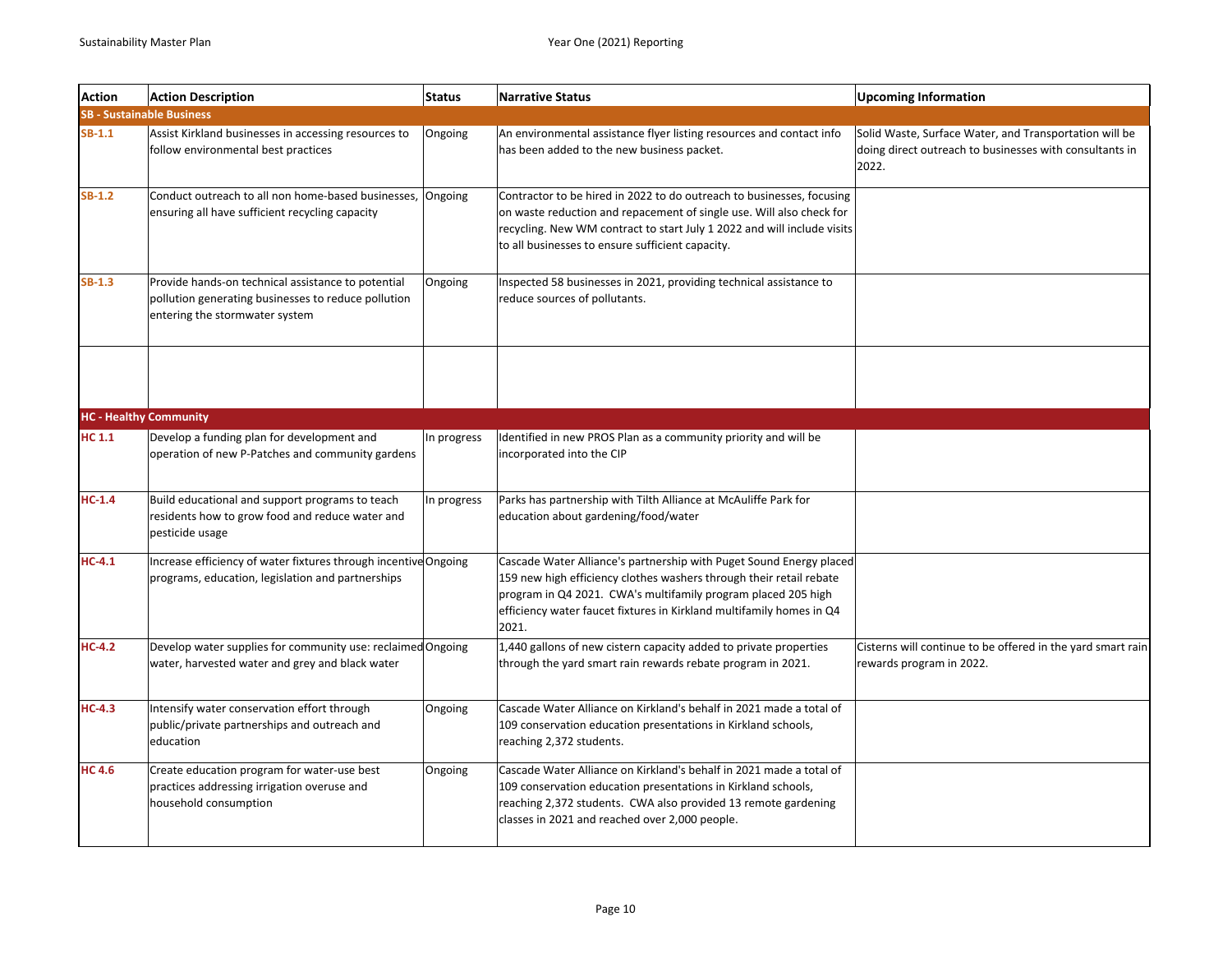| Action | Action Description | Status | Narrative Status | Upcoming Information |
|---|---|---|---|---|
| **SB - Sustainable Business** | | | | |
| SB-1.1 | Assist Kirkland businesses in accessing resources to follow environmental best practices | Ongoing | An environmental assistance flyer listing resources and contact info has been added to the new business packet. | Solid Waste, Surface Water, and Transportation will be doing direct outreach to businesses with consultants in 2022. |
| SB-1.2 | Conduct outreach to all non home-based businesses, ensuring all have sufficient recycling capacity | Ongoing | Contractor to be hired in 2022 to do outreach to businesses, focusing on waste reduction and repacement of single use. Will also check for recycling. New WM contract to start July 1 2022 and will include visits to all businesses to ensure sufficient capacity. | |
| SB-1.3 | Provide hands-on technical assistance to potential pollution generating businesses to reduce pollution entering the stormwater system | Ongoing | Inspected 58 businesses in 2021, providing technical assistance to reduce sources of pollutants. | |
| | | | | |
| **HC - Healthy Community** | | | | |
| HC 1.1 | Develop a funding plan for development and operation of new P-Patches and community gardens | In progress | Identified in new PROS Plan as a community priority and will be incorporated into the CIP | |
| HC-1.4 | Build educational and support programs to teach residents how to grow food and reduce water and pesticide usage | In progress | Parks has partnership with Tilth Alliance at McAuliffe Park for education about gardening/food/water | |
| HC-4.1 | Increase efficiency of water fixtures through incentive programs, education, legislation and partnerships | Ongoing | Cascade Water Alliance's partnership with Puget Sound Energy placed 159 new high efficiency clothes washers through their retail rebate program in Q4 2021. CWA's multifamily program placed 205 high efficiency water faucet fixtures in Kirkland multifamily homes in Q4 2021. | |
| HC-4.2 | Develop water supplies for community use: reclaimed water, harvested water and grey and black water | Ongoing | 1,440 gallons of new cistern capacity added to private properties through the yard smart rain rewards rebate program in 2021. | Cisterns will continue to be offered in the yard smart rain rewards program in 2022. |
| HC-4.3 | Intensify water conservation effort through public/private partnerships and outreach and education | Ongoing | Cascade Water Alliance on Kirkland's behalf in 2021 made a total of 109 conservation education presentations in Kirkland schools, reaching 2,372 students. | |
| HC 4.6 | Create education program for water-use best practices addressing irrigation overuse and household consumption | Ongoing | Cascade Water Alliance on Kirkland's behalf in 2021 made a total of 109 conservation education presentations in Kirkland schools, reaching 2,372 students. CWA also provided 13 remote gardening classes in 2021 and reached over 2,000 people. | |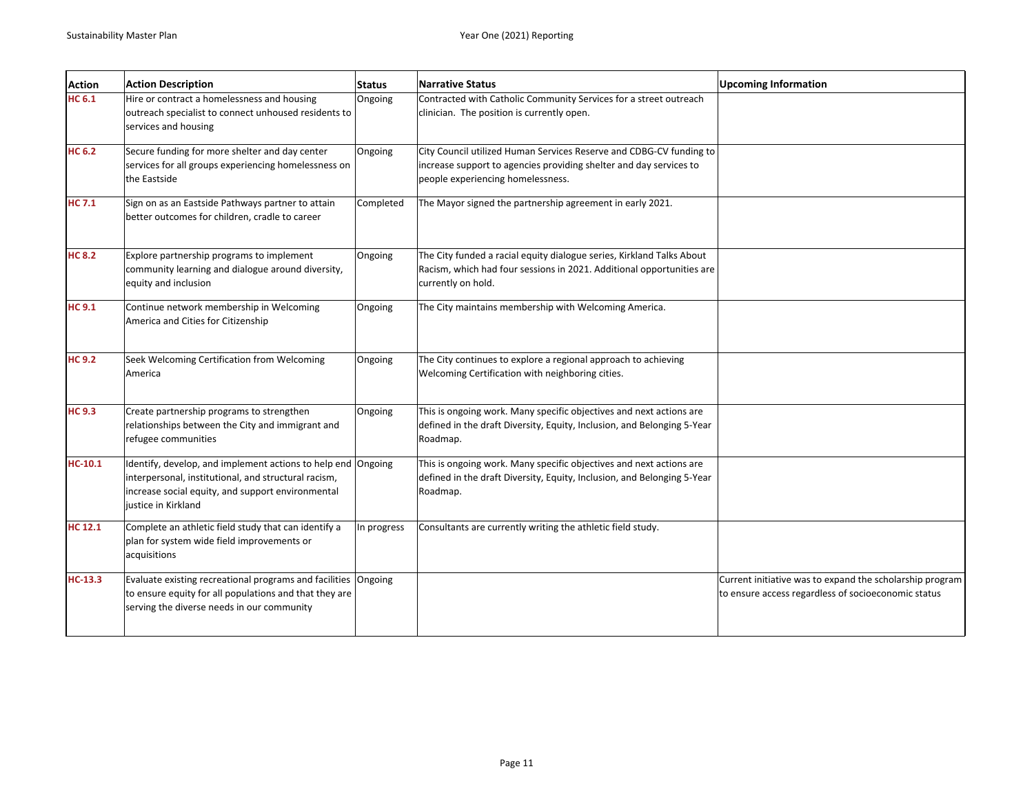| Action | Action Description | Status | Narrative Status | Upcoming Information |
|---|---|---|---|---|
| HC 6.1 | Hire or contract a homelessness and housing outreach specialist to connect unhoused residents to services and housing | Ongoing | Contracted with Catholic Community Services for a street outreach clinician. The position is currently open. | |
| HC 6.2 | Secure funding for more shelter and day center services for all groups experiencing homelessness on the Eastside | Ongoing | City Council utilized Human Services Reserve and CDBG-CV funding to increase support to agencies providing shelter and day services to people experiencing homelessness. | |
| HC 7.1 | Sign on as an Eastside Pathways partner to attain better outcomes for children, cradle to career | Completed | The Mayor signed the partnership agreement in early 2021. | |
| HC 8.2 | Explore partnership programs to implement community learning and dialogue around diversity, equity and inclusion | Ongoing | The City funded a racial equity dialogue series, Kirkland Talks About Racism, which had four sessions in 2021. Additional opportunities are currently on hold. | |
| HC 9.1 | Continue network membership in Welcoming America and Cities for Citizenship | Ongoing | The City maintains membership with Welcoming America. | |
| HC 9.2 | Seek Welcoming Certification from Welcoming America | Ongoing | The City continues to explore a regional approach to achieving Welcoming Certification with neighboring cities. | |
| HC 9.3 | Create partnership programs to strengthen relationships between the City and immigrant and refugee communities | Ongoing | This is ongoing work. Many specific objectives and next actions are defined in the draft Diversity, Equity, Inclusion, and Belonging 5-Year Roadmap. | |
| HC-10.1 | Identify, develop, and implement actions to help end interpersonal, institutional, and structural racism, increase social equity, and support environmental justice in Kirkland | Ongoing | This is ongoing work. Many specific objectives and next actions are defined in the draft Diversity, Equity, Inclusion, and Belonging 5-Year Roadmap. | |
| HC 12.1 | Complete an athletic field study that can identify a plan for system wide field improvements or acquisitions | In progress | Consultants are currently writing the athletic field study. | |
| HC-13.3 | Evaluate existing recreational programs and facilities to ensure equity for all populations and that they are serving the diverse needs in our community | Ongoing | | Current initiative was to expand the scholarship program to ensure access regardless of socioeconomic status |